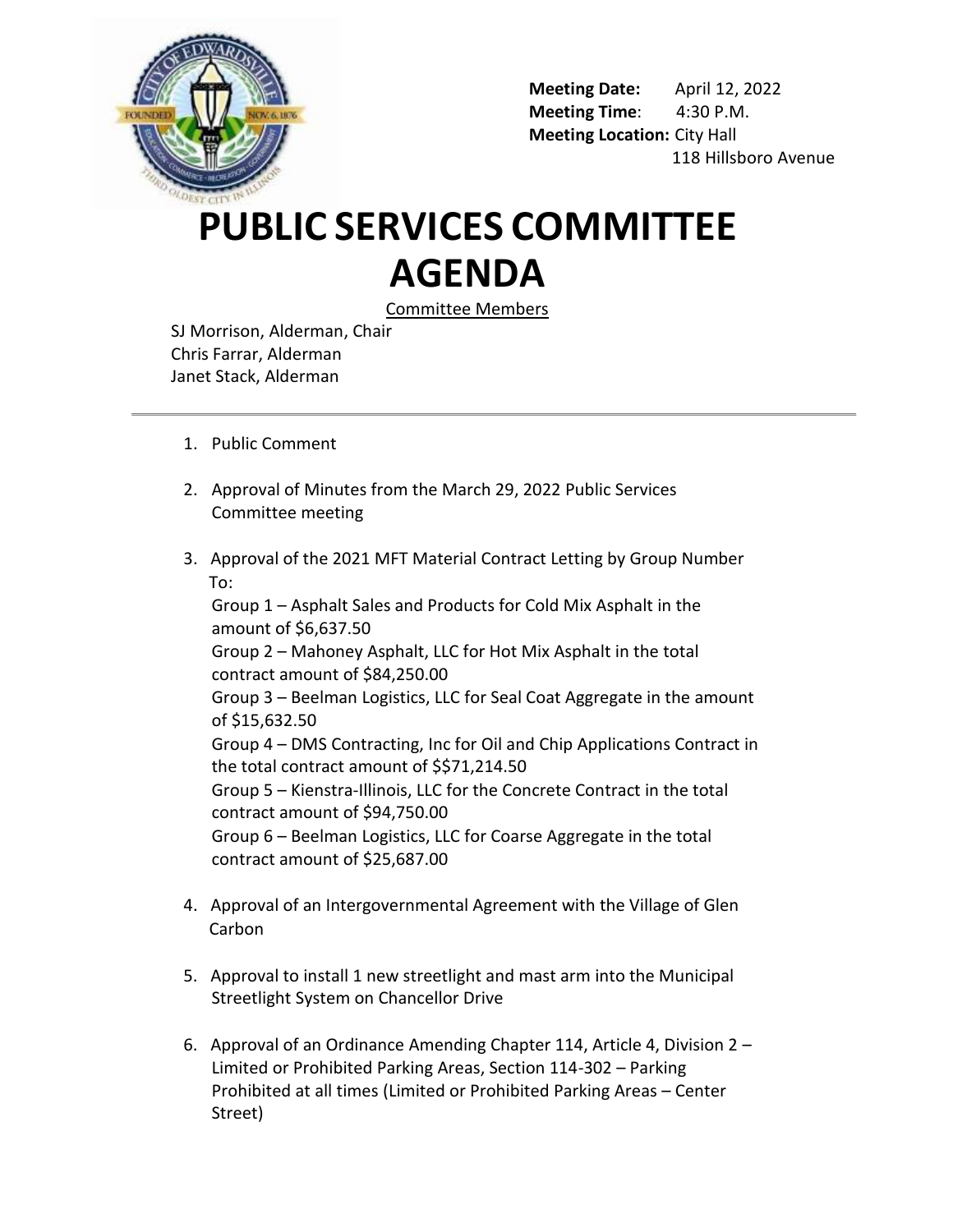**Meeting Date:** April 12, 2022
**Meeting Time**: 4:30 P.M.
**Meeting Location:** City Hall
118 Hillsboro Avenue

# PUBLIC SERVICES COMMITTEE AGENDA

Committee Members

SJ Morrison, Alderman, Chair
Chris Farrar, Alderman
Janet Stack, Alderman

---

1. Public Comment

2. Approval of Minutes from the March 29, 2022 Public Services Committee meeting

3. Approval of the 2021 MFT Material Contract Letting by Group Number To:
   Group 1 – Asphalt Sales and Products for Cold Mix Asphalt in the amount of $6,637.50
   Group 2 – Mahoney Asphalt, LLC for Hot Mix Asphalt in the total contract amount of $84,250.00
   Group 3 – Beelman Logistics, LLC for Seal Coat Aggregate in the amount of $15,632.50
   Group 4 – DMS Contracting, Inc for Oil and Chip Applications Contract in the total contract amount of $$71,214.50
   Group 5 – Kienstra-Illinois, LLC for the Concrete Contract in the total contract amount of $94,750.00
   Group 6 – Beelman Logistics, LLC for Coarse Aggregate in the total contract amount of $25,687.00

4. Approval of an Intergovernmental Agreement with the Village of Glen Carbon

5. Approval to install 1 new streetlight and mast arm into the Municipal Streetlight System on Chancellor Drive

6. Approval of an Ordinance Amending Chapter 114, Article 4, Division 2 – Limited or Prohibited Parking Areas, Section 114-302 – Parking Prohibited at all times (Limited or Prohibited Parking Areas – Center Street)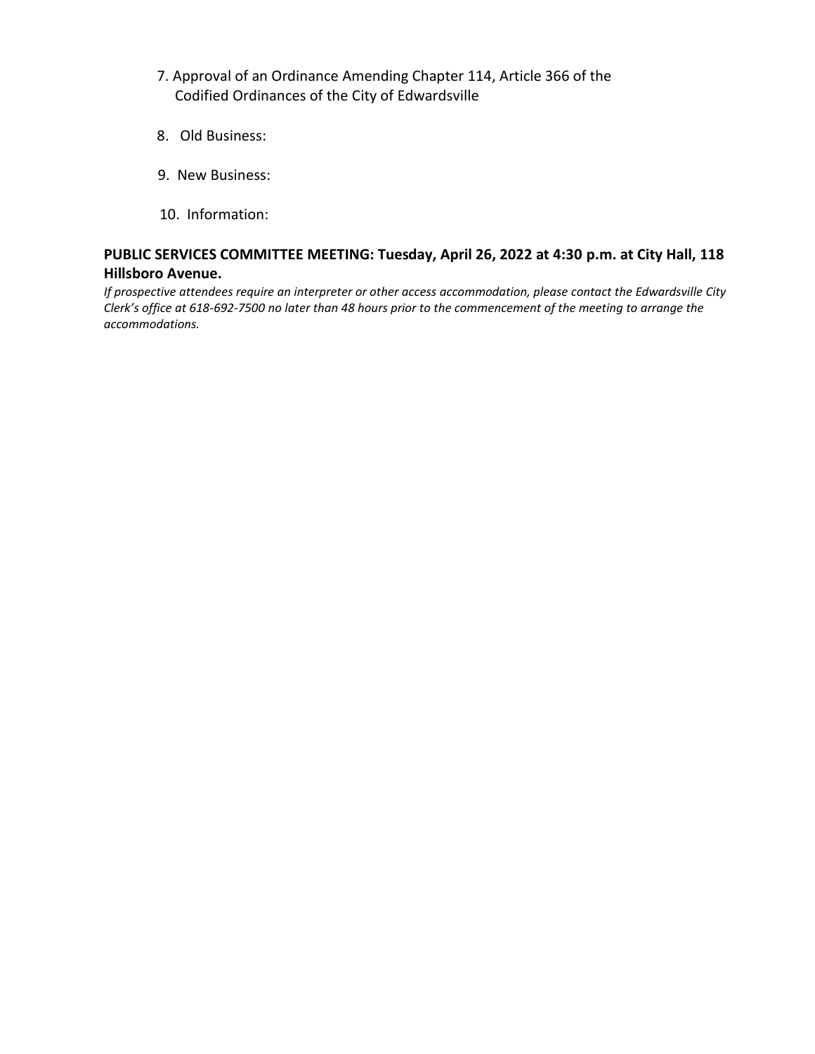7. Approval of an Ordinance Amending Chapter 114, Article 366 of the Codified Ordinances of the City of Edwardsville

8. Old Business:

9. New Business:

10. Information:

**PUBLIC SERVICES COMMITTEE MEETING: Tuesday, April 26, 2022 at 4:30 p.m. at City Hall, 118 Hillsboro Avenue.**

*If prospective attendees require an interpreter or other access accommodation, please contact the Edwardsville City Clerk's office at 618-692-7500 no later than 48 hours prior to the commencement of the meeting to arrange the accommodations.*